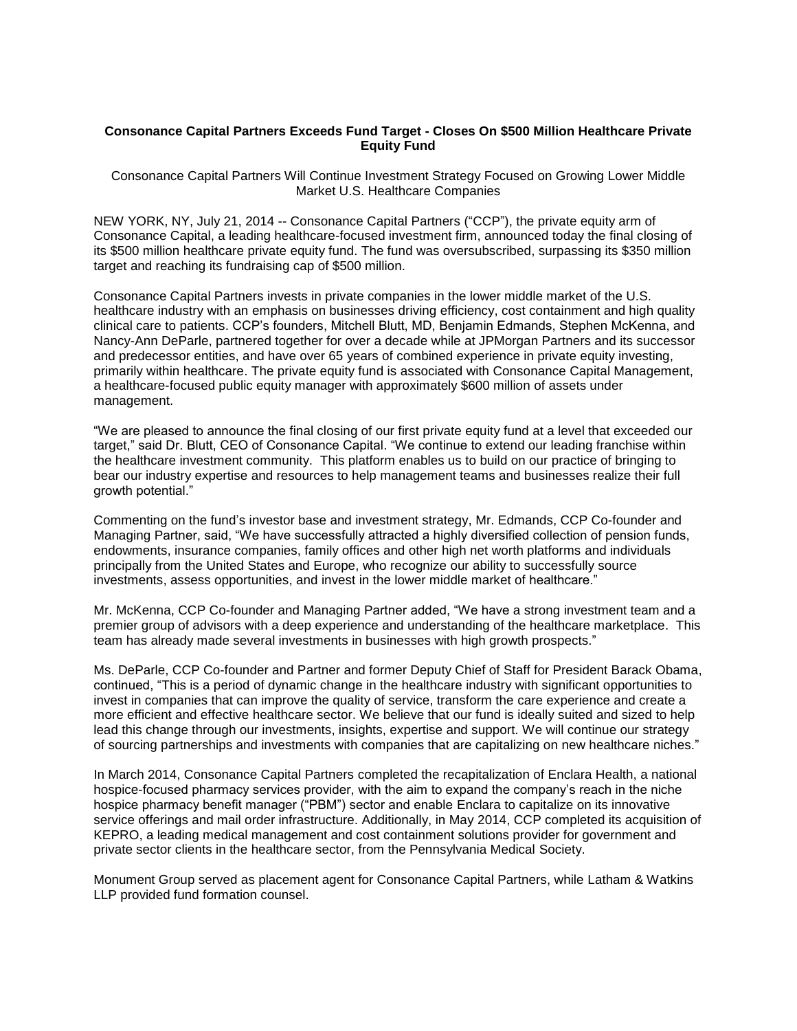# Consonance Capital Partners Exceeds Fund Target - Closes On $500 Million Healthcare Private Equity Fund

Consonance Capital Partners Will Continue Investment Strategy Focused on Growing Lower Middle Market U.S. Healthcare Companies

NEW YORK, NY, July 21, 2014 -- Consonance Capital Partners ("CCP"), the private equity arm of Consonance Capital, a leading healthcare-focused investment firm, announced today the final closing of its $500 million healthcare private equity fund. The fund was oversubscribed, surpassing its $350 million target and reaching its fundraising cap of $500 million.

Consonance Capital Partners invests in private companies in the lower middle market of the U.S. healthcare industry with an emphasis on businesses driving efficiency, cost containment and high quality clinical care to patients. CCP's founders, Mitchell Blutt, MD, Benjamin Edmands, Stephen McKenna, and Nancy-Ann DeParle, partnered together for over a decade while at JPMorgan Partners and its successor and predecessor entities, and have over 65 years of combined experience in private equity investing, primarily within healthcare. The private equity fund is associated with Consonance Capital Management, a healthcare-focused public equity manager with approximately $600 million of assets under management.

"We are pleased to announce the final closing of our first private equity fund at a level that exceeded our target," said Dr. Blutt, CEO of Consonance Capital. "We continue to extend our leading franchise within the healthcare investment community. This platform enables us to build on our practice of bringing to bear our industry expertise and resources to help management teams and businesses realize their full growth potential."

Commenting on the fund's investor base and investment strategy, Mr. Edmands, CCP Co-founder and Managing Partner, said, "We have successfully attracted a highly diversified collection of pension funds, endowments, insurance companies, family offices and other high net worth platforms and individuals principally from the United States and Europe, who recognize our ability to successfully source investments, assess opportunities, and invest in the lower middle market of healthcare."

Mr. McKenna, CCP Co-founder and Managing Partner added, "We have a strong investment team and a premier group of advisors with a deep experience and understanding of the healthcare marketplace. This team has already made several investments in businesses with high growth prospects."

Ms. DeParle, CCP Co-founder and Partner and former Deputy Chief of Staff for President Barack Obama, continued, "This is a period of dynamic change in the healthcare industry with significant opportunities to invest in companies that can improve the quality of service, transform the care experience and create a more efficient and effective healthcare sector. We believe that our fund is ideally suited and sized to help lead this change through our investments, insights, expertise and support. We will continue our strategy of sourcing partnerships and investments with companies that are capitalizing on new healthcare niches."

In March 2014, Consonance Capital Partners completed the recapitalization of Enclara Health, a national hospice-focused pharmacy services provider, with the aim to expand the company's reach in the niche hospice pharmacy benefit manager ("PBM") sector and enable Enclara to capitalize on its innovative service offerings and mail order infrastructure. Additionally, in May 2014, CCP completed its acquisition of KEPRO, a leading medical management and cost containment solutions provider for government and private sector clients in the healthcare sector, from the Pennsylvania Medical Society.

Monument Group served as placement agent for Consonance Capital Partners, while Latham & Watkins LLP provided fund formation counsel.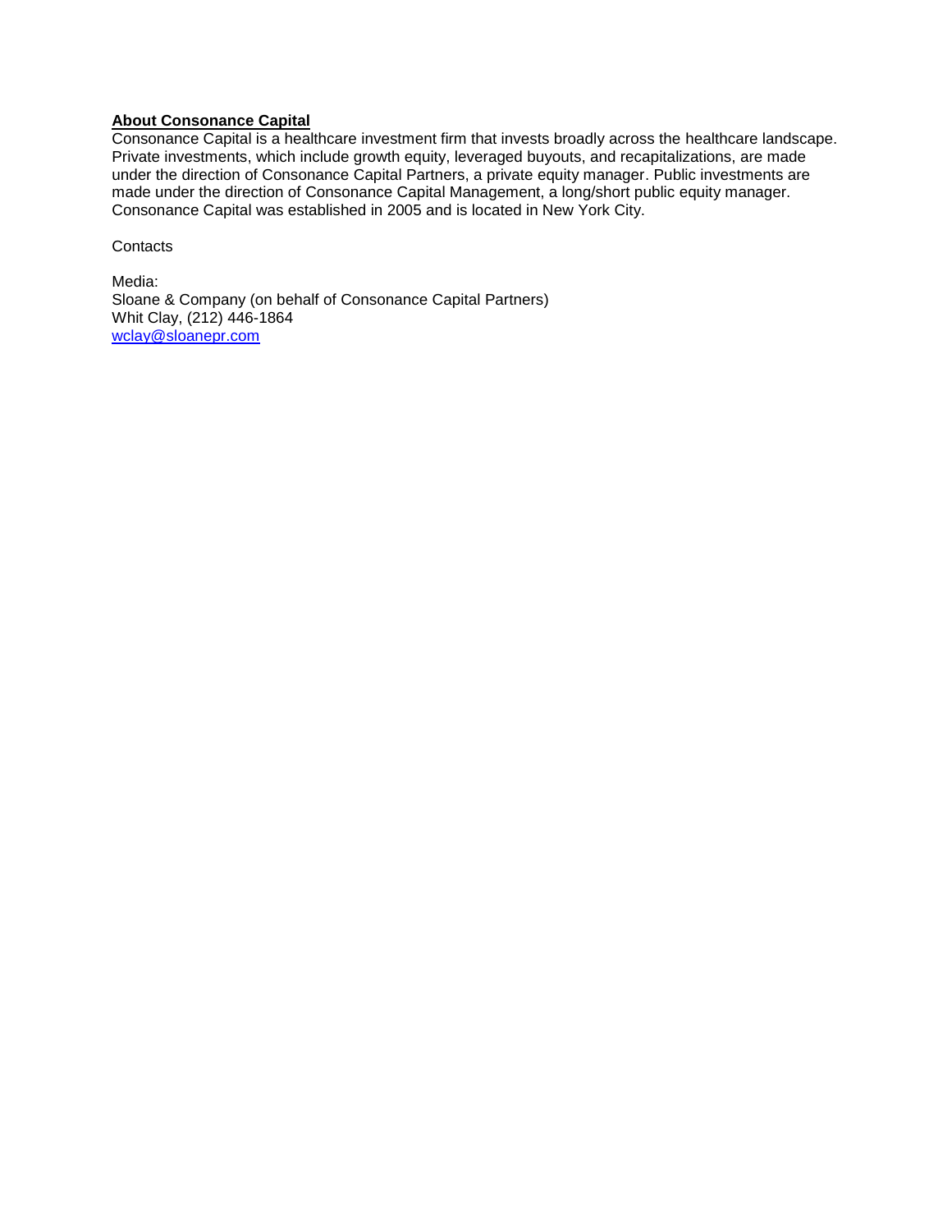**About Consonance Capital**

Consonance Capital is a healthcare investment firm that invests broadly across the healthcare landscape. Private investments, which include growth equity, leveraged buyouts, and recapitalizations, are made under the direction of Consonance Capital Partners, a private equity manager. Public investments are made under the direction of Consonance Capital Management, a long/short public equity manager. Consonance Capital was established in 2005 and is located in New York City.

Contacts

Media:
Sloane & Company (on behalf of Consonance Capital Partners)
Whit Clay, (212) 446-1864
wclay@sloanepr.com